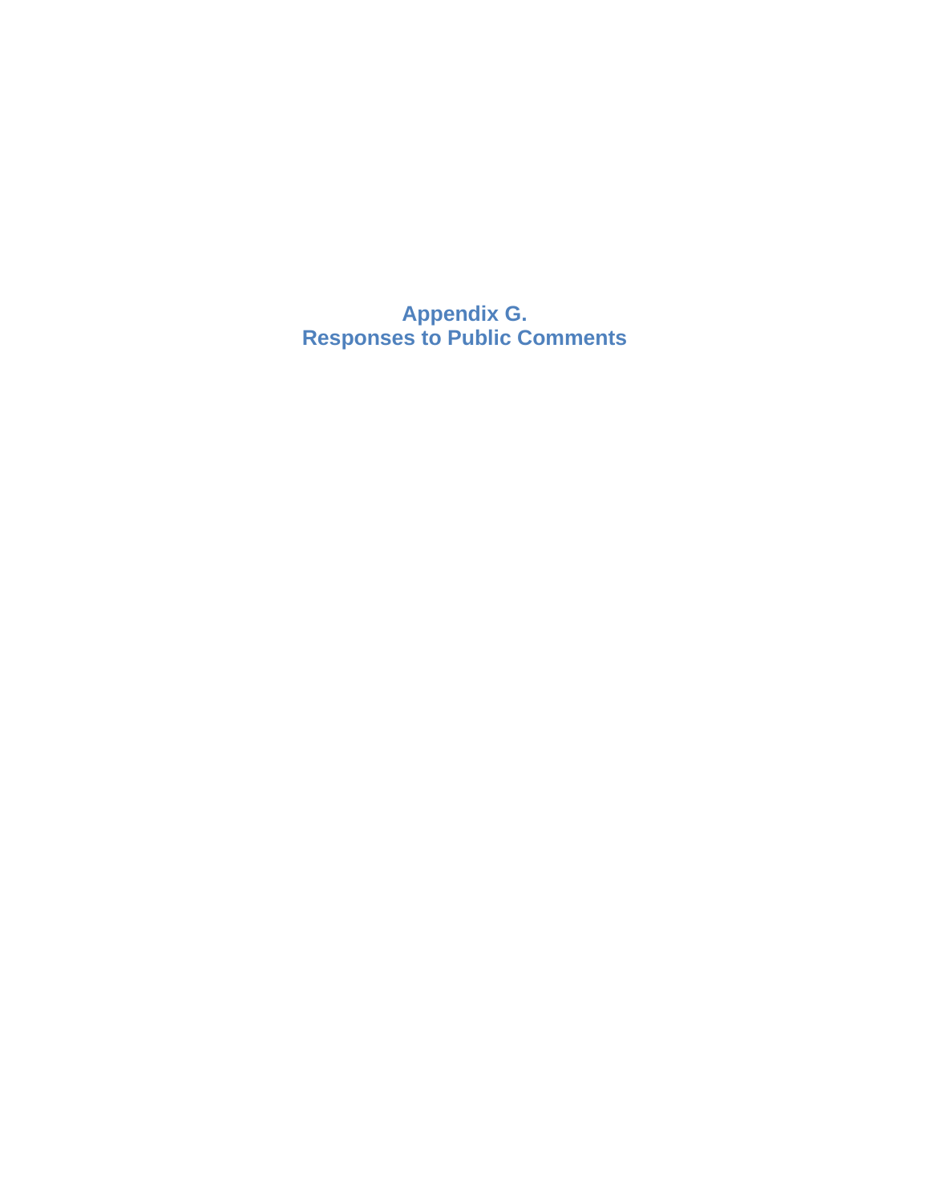# Appendix G.
# Responses to Public Comments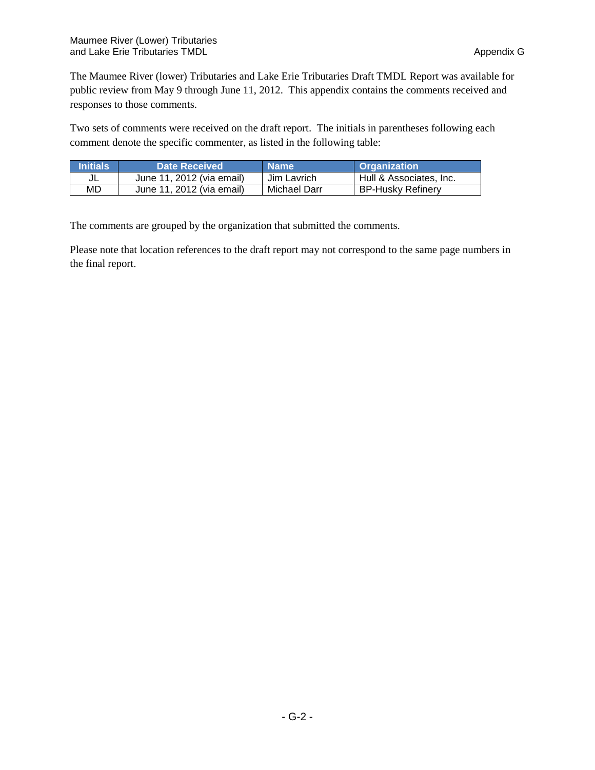The Maumee River (lower) Tributaries and Lake Erie Tributaries Draft TMDL Report was available for public review from May 9 through June 11, 2012. This appendix contains the comments received and responses to those comments.

Two sets of comments were received on the draft report. The initials in parentheses following each comment denote the specific commenter, as listed in the following table:

| Initials | Date Received | Name | Organization |
|---|---|---|---|
| JL | June 11, 2012 (via email) | Jim Lavrich | Hull & Associates, Inc. |
| MD | June 11, 2012 (via email) | Michael Darr | BP-Husky Refinery |

The comments are grouped by the organization that submitted the comments.

Please note that location references to the draft report may not correspond to the same page numbers in the final report.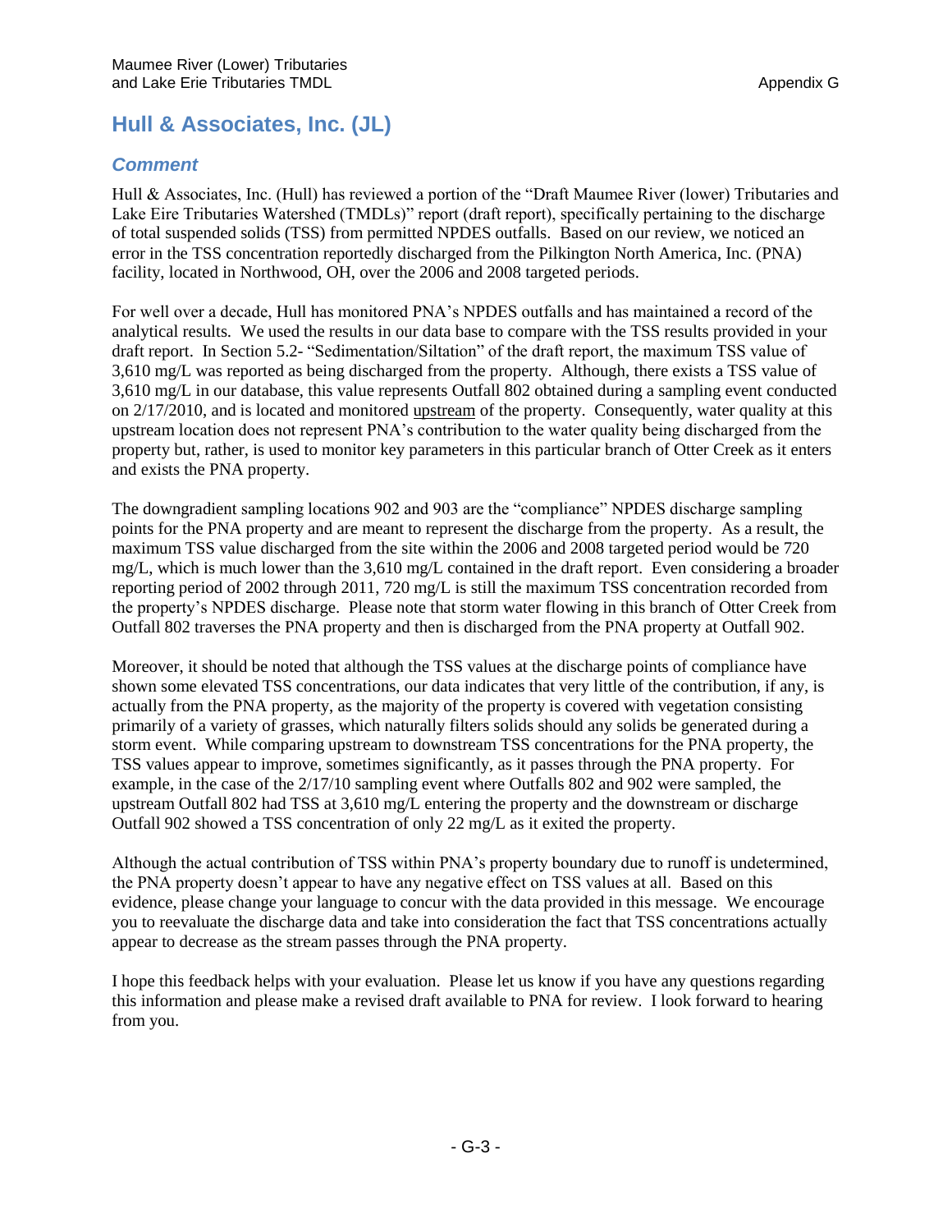## Hull & Associates, Inc. (JL)

### *Comment*

Hull & Associates, Inc. (Hull) has reviewed a portion of the "Draft Maumee River (lower) Tributaries and Lake Eire Tributaries Watershed (TMDLs)" report (draft report), specifically pertaining to the discharge of total suspended solids (TSS) from permitted NPDES outfalls. Based on our review, we noticed an error in the TSS concentration reportedly discharged from the Pilkington North America, Inc. (PNA) facility, located in Northwood, OH, over the 2006 and 2008 targeted periods.

For well over a decade, Hull has monitored PNA's NPDES outfalls and has maintained a record of the analytical results. We used the results in our data base to compare with the TSS results provided in your draft report. In Section 5.2- "Sedimentation/Siltation" of the draft report, the maximum TSS value of 3,610 mg/L was reported as being discharged from the property. Although, there exists a TSS value of 3,610 mg/L in our database, this value represents Outfall 802 obtained during a sampling event conducted on 2/17/2010, and is located and monitored upstream of the property. Consequently, water quality at this upstream location does not represent PNA's contribution to the water quality being discharged from the property but, rather, is used to monitor key parameters in this particular branch of Otter Creek as it enters and exists the PNA property.

The downgradient sampling locations 902 and 903 are the "compliance" NPDES discharge sampling points for the PNA property and are meant to represent the discharge from the property. As a result, the maximum TSS value discharged from the site within the 2006 and 2008 targeted period would be 720 mg/L, which is much lower than the 3,610 mg/L contained in the draft report. Even considering a broader reporting period of 2002 through 2011, 720 mg/L is still the maximum TSS concentration recorded from the property's NPDES discharge. Please note that storm water flowing in this branch of Otter Creek from Outfall 802 traverses the PNA property and then is discharged from the PNA property at Outfall 902.

Moreover, it should be noted that although the TSS values at the discharge points of compliance have shown some elevated TSS concentrations, our data indicates that very little of the contribution, if any, is actually from the PNA property, as the majority of the property is covered with vegetation consisting primarily of a variety of grasses, which naturally filters solids should any solids be generated during a storm event. While comparing upstream to downstream TSS concentrations for the PNA property, the TSS values appear to improve, sometimes significantly, as it passes through the PNA property. For example, in the case of the 2/17/10 sampling event where Outfalls 802 and 902 were sampled, the upstream Outfall 802 had TSS at 3,610 mg/L entering the property and the downstream or discharge Outfall 902 showed a TSS concentration of only 22 mg/L as it exited the property.

Although the actual contribution of TSS within PNA's property boundary due to runoff is undetermined, the PNA property doesn't appear to have any negative effect on TSS values at all. Based on this evidence, please change your language to concur with the data provided in this message. We encourage you to reevaluate the discharge data and take into consideration the fact that TSS concentrations actually appear to decrease as the stream passes through the PNA property.

I hope this feedback helps with your evaluation. Please let us know if you have any questions regarding this information and please make a revised draft available to PNA for review. I look forward to hearing from you.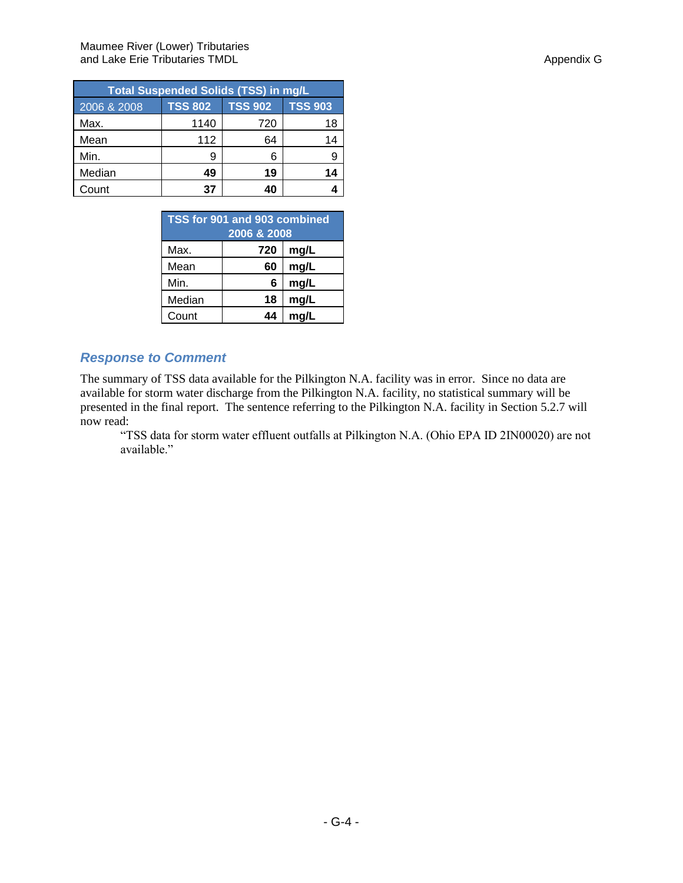| Total Suspended Solids (TSS) in mg/L | | | |
|---|---|---|---|
| 2006 & 2008 | TSS 802 | TSS 902 | TSS 903 |
| Max. | 1140 | 720 | 18 |
| Mean | 112 | 64 | 14 |
| Min. | 9 | 6 | 9 |
| Median | **49** | **19** | **14** |
| Count | **37** | **40** | **4** |

| TSS for 901 and 903 combined 2006 & 2008 | | |
|---|---|---|
| Max. | **720** | **mg/L** |
| Mean | **60** | **mg/L** |
| Min. | **6** | **mg/L** |
| Median | **18** | **mg/L** |
| Count | **44** | **mg/L** |

### *Response to Comment*

The summary of TSS data available for the Pilkington N.A. facility was in error. Since no data are available for storm water discharge from the Pilkington N.A. facility, no statistical summary will be presented in the final report. The sentence referring to the Pilkington N.A. facility in Section 5.2.7 will now read:

> "TSS data for storm water effluent outfalls at Pilkington N.A. (Ohio EPA ID 2IN00020) are not available."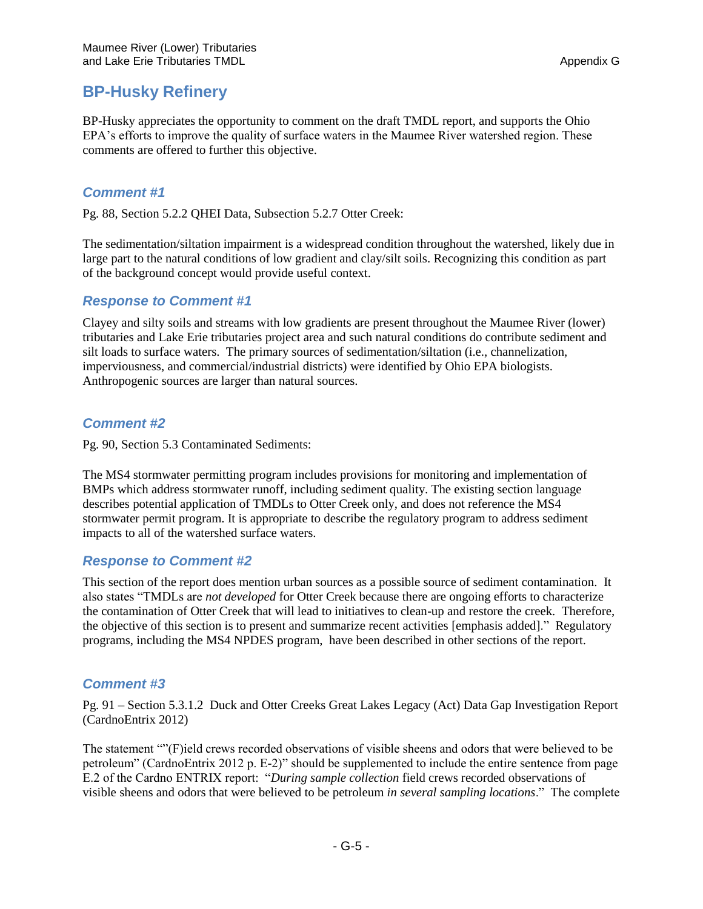## BP-Husky Refinery

BP-Husky appreciates the opportunity to comment on the draft TMDL report, and supports the Ohio EPA's efforts to improve the quality of surface waters in the Maumee River watershed region. These comments are offered to further this objective.

### *Comment #1*

Pg. 88, Section 5.2.2 QHEI Data, Subsection 5.2.7 Otter Creek:

The sedimentation/siltation impairment is a widespread condition throughout the watershed, likely due in large part to the natural conditions of low gradient and clay/silt soils. Recognizing this condition as part of the background concept would provide useful context.

### *Response to Comment #1*

Clayey and silty soils and streams with low gradients are present throughout the Maumee River (lower) tributaries and Lake Erie tributaries project area and such natural conditions do contribute sediment and silt loads to surface waters. The primary sources of sedimentation/siltation (i.e., channelization, imperviousness, and commercial/industrial districts) were identified by Ohio EPA biologists. Anthropogenic sources are larger than natural sources.

### *Comment #2*

Pg. 90, Section 5.3 Contaminated Sediments:

The MS4 stormwater permitting program includes provisions for monitoring and implementation of BMPs which address stormwater runoff, including sediment quality. The existing section language describes potential application of TMDLs to Otter Creek only, and does not reference the MS4 stormwater permit program. It is appropriate to describe the regulatory program to address sediment impacts to all of the watershed surface waters.

### *Response to Comment #2*

This section of the report does mention urban sources as a possible source of sediment contamination. It also states "TMDLs are *not developed* for Otter Creek because there are ongoing efforts to characterize the contamination of Otter Creek that will lead to initiatives to clean-up and restore the creek. Therefore, the objective of this section is to present and summarize recent activities [emphasis added]." Regulatory programs, including the MS4 NPDES program, have been described in other sections of the report.

### *Comment #3*

Pg. 91 – Section 5.3.1.2 Duck and Otter Creeks Great Lakes Legacy (Act) Data Gap Investigation Report (CardnoEntrix 2012)

The statement ""(F)ield crews recorded observations of visible sheens and odors that were believed to be petroleum" (CardnoEntrix 2012 p. E-2)" should be supplemented to include the entire sentence from page E.2 of the Cardno ENTRIX report: "*During sample collection* field crews recorded observations of visible sheens and odors that were believed to be petroleum *in several sampling locations*." The complete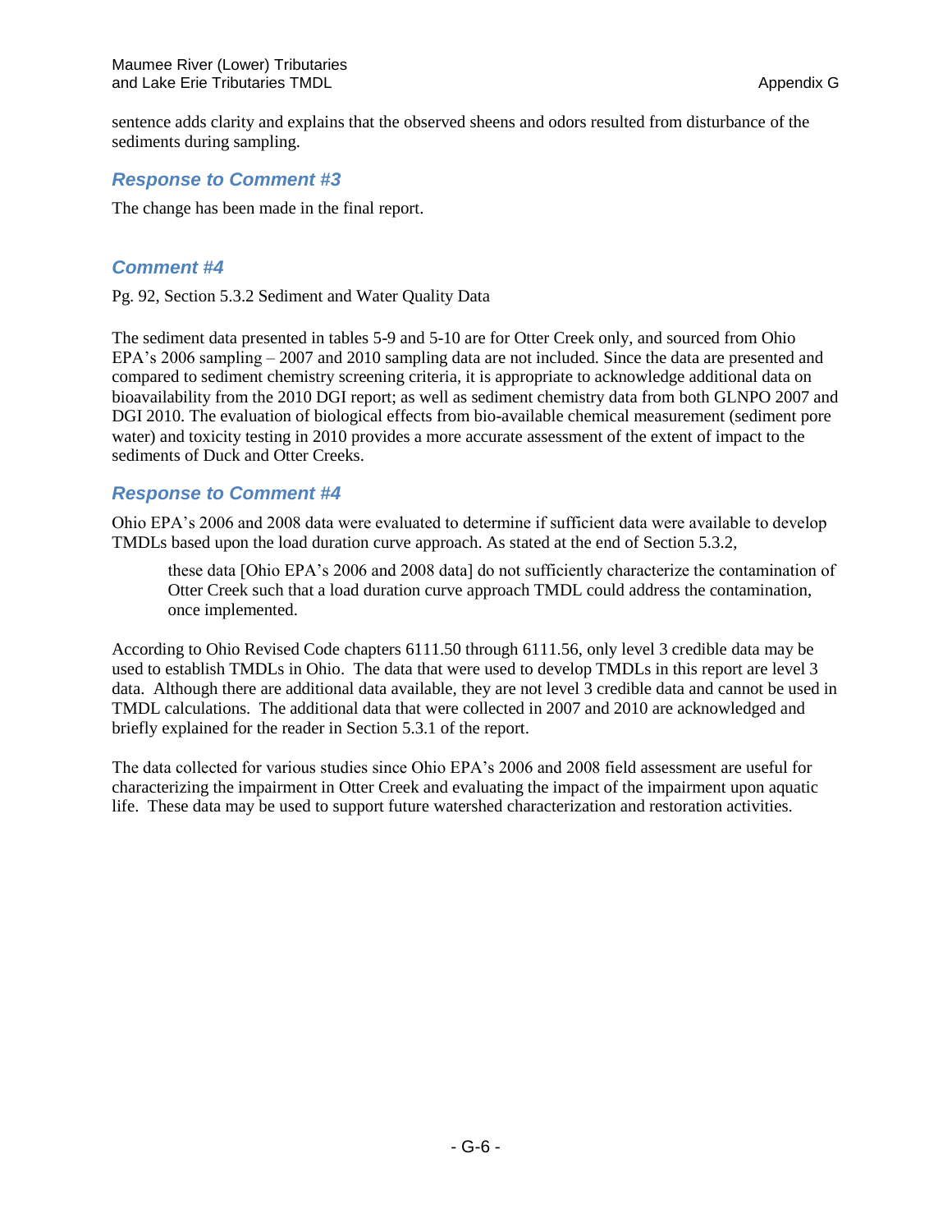sentence adds clarity and explains that the observed sheens and odors resulted from disturbance of the sediments during sampling.

### *Response to Comment #3*

The change has been made in the final report.

### *Comment #4*

Pg. 92, Section 5.3.2 Sediment and Water Quality Data

The sediment data presented in tables 5-9 and 5-10 are for Otter Creek only, and sourced from Ohio EPA's 2006 sampling – 2007 and 2010 sampling data are not included. Since the data are presented and compared to sediment chemistry screening criteria, it is appropriate to acknowledge additional data on bioavailability from the 2010 DGI report; as well as sediment chemistry data from both GLNPO 2007 and DGI 2010. The evaluation of biological effects from bio-available chemical measurement (sediment pore water) and toxicity testing in 2010 provides a more accurate assessment of the extent of impact to the sediments of Duck and Otter Creeks.

### *Response to Comment #4*

Ohio EPA's 2006 and 2008 data were evaluated to determine if sufficient data were available to develop TMDLs based upon the load duration curve approach. As stated at the end of Section 5.3.2,

> these data [Ohio EPA's 2006 and 2008 data] do not sufficiently characterize the contamination of Otter Creek such that a load duration curve approach TMDL could address the contamination, once implemented.

According to Ohio Revised Code chapters 6111.50 through 6111.56, only level 3 credible data may be used to establish TMDLs in Ohio. The data that were used to develop TMDLs in this report are level 3 data. Although there are additional data available, they are not level 3 credible data and cannot be used in TMDL calculations. The additional data that were collected in 2007 and 2010 are acknowledged and briefly explained for the reader in Section 5.3.1 of the report.

The data collected for various studies since Ohio EPA's 2006 and 2008 field assessment are useful for characterizing the impairment in Otter Creek and evaluating the impact of the impairment upon aquatic life. These data may be used to support future watershed characterization and restoration activities.